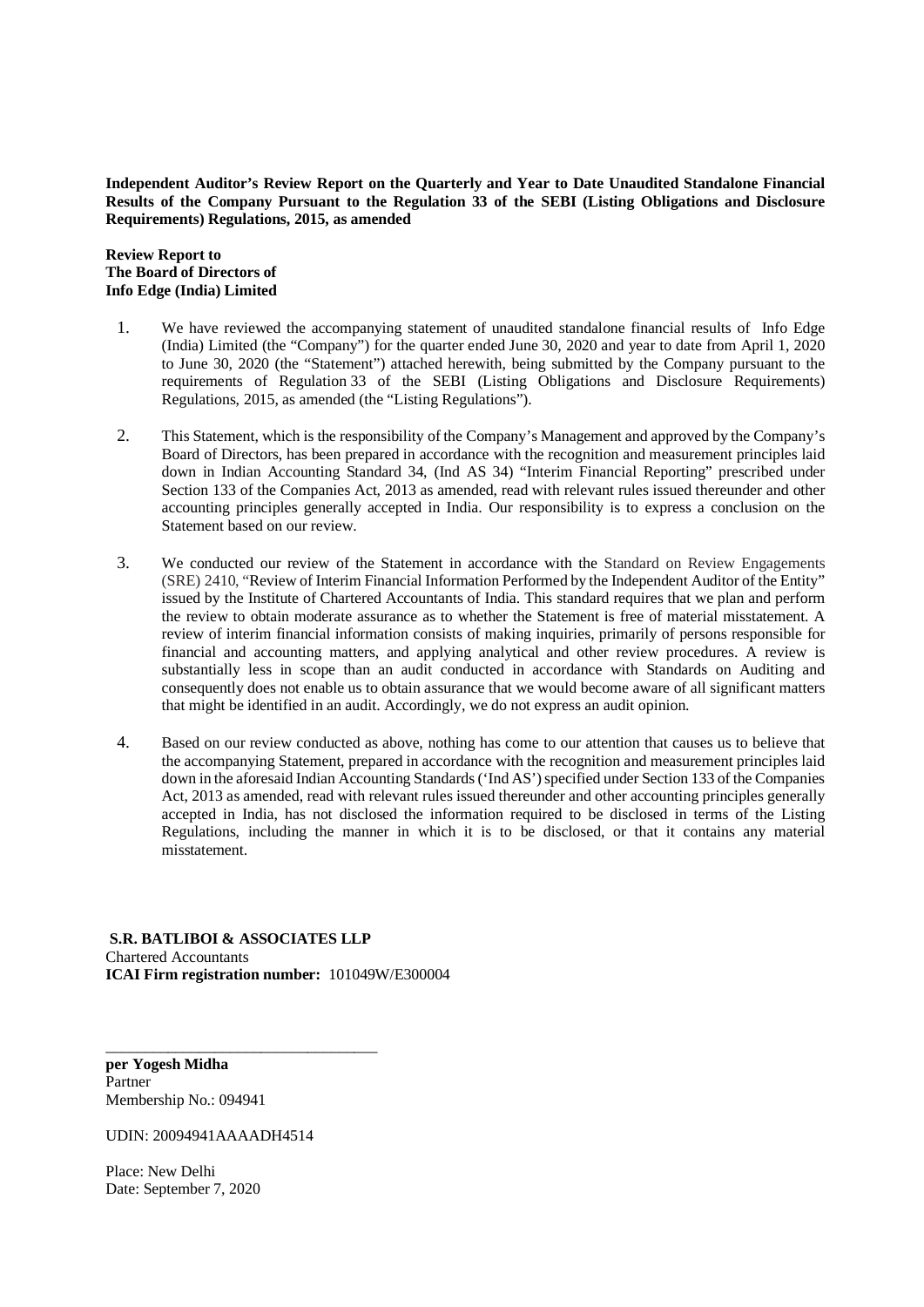**Independent Auditor's Review Report on the Quarterly and Year to Date Unaudited Standalone Financial Results of the Company Pursuant to the Regulation 33 of the SEBI (Listing Obligations and Disclosure Requirements) Regulations, 2015, as amended**

**Review Report to**
**The Board of Directors of**
**Info Edge (India) Limited**

1. We have reviewed the accompanying statement of unaudited standalone financial results of Info Edge (India) Limited (the "Company") for the quarter ended June 30, 2020 and year to date from April 1, 2020 to June 30, 2020 (the "Statement") attached herewith, being submitted by the Company pursuant to the requirements of Regulation 33 of the SEBI (Listing Obligations and Disclosure Requirements) Regulations, 2015, as amended (the "Listing Regulations").

2. This Statement, which is the responsibility of the Company's Management and approved by the Company's Board of Directors, has been prepared in accordance with the recognition and measurement principles laid down in Indian Accounting Standard 34, (Ind AS 34) "Interim Financial Reporting" prescribed under Section 133 of the Companies Act, 2013 as amended, read with relevant rules issued thereunder and other accounting principles generally accepted in India. Our responsibility is to express a conclusion on the Statement based on our review.

3. We conducted our review of the Statement in accordance with the Standard on Review Engagements (SRE) 2410, "Review of Interim Financial Information Performed by the Independent Auditor of the Entity" issued by the Institute of Chartered Accountants of India. This standard requires that we plan and perform the review to obtain moderate assurance as to whether the Statement is free of material misstatement. A review of interim financial information consists of making inquiries, primarily of persons responsible for financial and accounting matters, and applying analytical and other review procedures. A review is substantially less in scope than an audit conducted in accordance with Standards on Auditing and consequently does not enable us to obtain assurance that we would become aware of all significant matters that might be identified in an audit. Accordingly, we do not express an audit opinion.

4. Based on our review conducted as above, nothing has come to our attention that causes us to believe that the accompanying Statement, prepared in accordance with the recognition and measurement principles laid down in the aforesaid Indian Accounting Standards ('Ind AS') specified under Section 133 of the Companies Act, 2013 as amended, read with relevant rules issued thereunder and other accounting principles generally accepted in India, has not disclosed the information required to be disclosed in terms of the Listing Regulations, including the manner in which it is to be disclosed, or that it contains any material misstatement.

**S.R. BATLIBOI & ASSOCIATES LLP**
Chartered Accountants
**ICAI Firm registration number:** 101049W/E300004

**per Yogesh Midha**
Partner
Membership No.: 094941

UDIN: 20094941AAAADH4514

Place: New Delhi
Date: September 7, 2020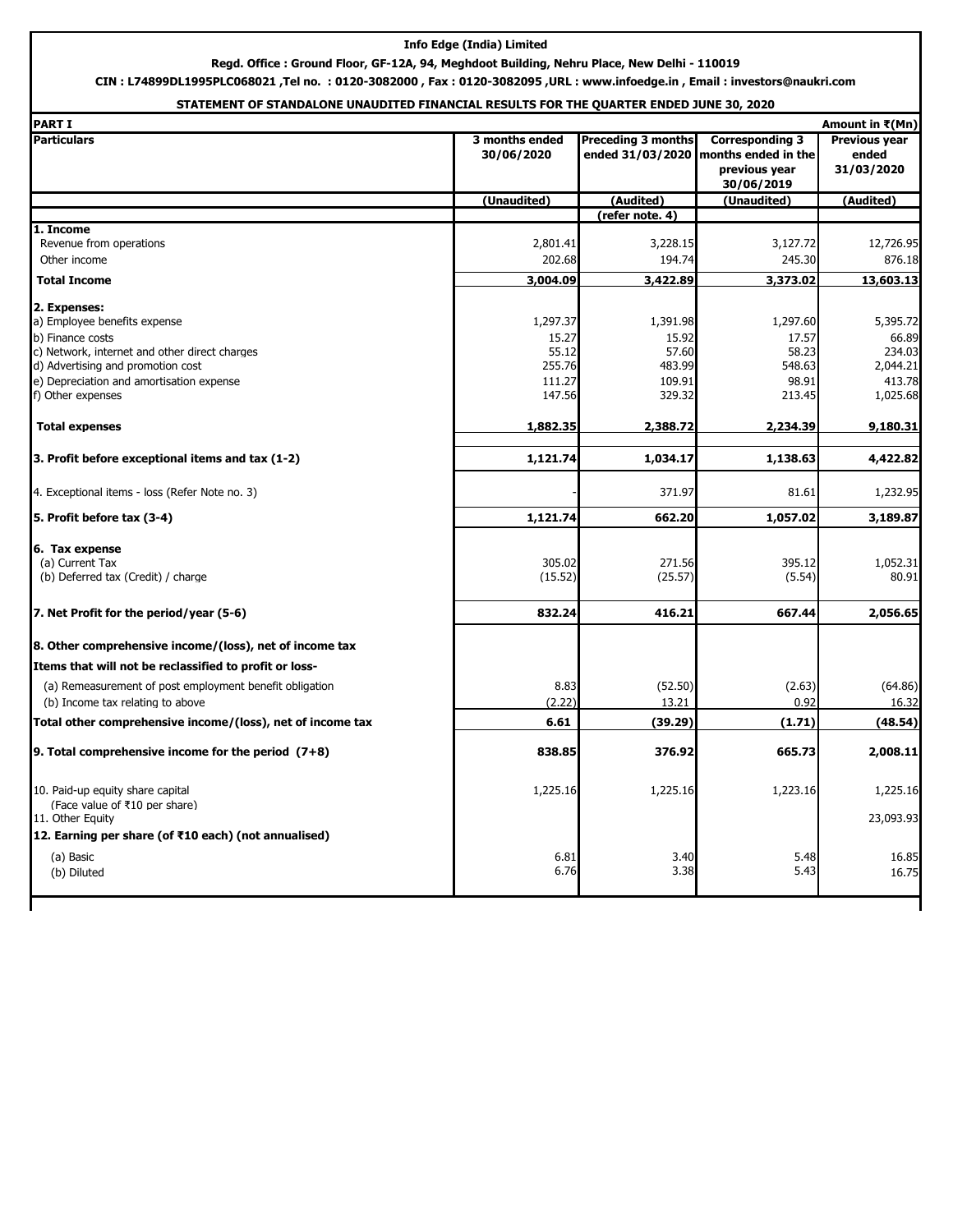**Info Edge (India) Limited**

**Regd. Office : Ground Floor, GF-12A, 94, Meghdoot Building, Nehru Place, New Delhi - 110019**

**CIN : L74899DL1995PLC068021 ,Tel no. : 0120-3082000 , Fax : 0120-3082095 ,URL : www.infoedge.in , Email : investors@naukri.com**

**STATEMENT OF STANDALONE UNAUDITED FINANCIAL RESULTS FOR THE QUARTER ENDED JUNE 30, 2020**

**PART I** | **Amount in ₹(Mn)**

| Particulars | 3 months ended 30/06/2020 | Preceding 3 months ended 31/03/2020 | Corresponding 3 months ended in the previous year 30/06/2019 | Previous year ended 31/03/2020 |
|---|---|---|---|---|
| | (Unaudited) | (Audited) | (Unaudited) | (Audited) |
| | | (refer note. 4) | | |
| **1. Income** | | | | |
| Revenue from operations | 2,801.41 | 3,228.15 | 3,127.72 | 12,726.95 |
| Other income | 202.68 | 194.74 | 245.30 | 876.18 |
| **Total Income** | **3,004.09** | **3,422.89** | **3,373.02** | **13,603.13** |
| **2. Expenses:** | | | | |
| a) Employee benefits expense | 1,297.37 | 1,391.98 | 1,297.60 | 5,395.72 |
| b) Finance costs | 15.27 | 15.92 | 17.57 | 66.89 |
| c) Network, internet and other direct charges | 55.12 | 57.60 | 58.23 | 234.03 |
| d) Advertising and promotion cost | 255.76 | 483.99 | 548.63 | 2,044.21 |
| e) Depreciation and amortisation expense | 111.27 | 109.91 | 98.91 | 413.78 |
| f) Other expenses | 147.56 | 329.32 | 213.45 | 1,025.68 |
| **Total expenses** | **1,882.35** | **2,388.72** | **2,234.39** | **9,180.31** |
| **3. Profit before exceptional items and tax (1-2)** | **1,121.74** | **1,034.17** | **1,138.63** | **4,422.82** |
| 4. Exceptional items - loss (Refer Note no. 3) | - | 371.97 | 81.61 | 1,232.95 |
| **5. Profit before tax (3-4)** | **1,121.74** | **662.20** | **1,057.02** | **3,189.87** |
| **6. Tax expense** | | | | |
| (a) Current Tax | 305.02 | 271.56 | 395.12 | 1,052.31 |
| (b) Deferred tax (Credit) / charge | (15.52) | (25.57) | (5.54) | 80.91 |
| **7. Net Profit for the period/year (5-6)** | **832.24** | **416.21** | **667.44** | **2,056.65** |
| **8. Other comprehensive income/(loss), net of income tax** | | | | |
| **Items that will not be reclassified to profit or loss-** | | | | |
| (a) Remeasurement of post employment benefit obligation | 8.83 | (52.50) | (2.63) | (64.86) |
| (b) Income tax relating to above | (2.22) | 13.21 | 0.92 | 16.32 |
| **Total other comprehensive income/(loss), net of income tax** | **6.61** | **(39.29)** | **(1.71)** | **(48.54)** |
| **9. Total comprehensive income for the period (7+8)** | **838.85** | **376.92** | **665.73** | **2,008.11** |
| 10. Paid-up equity share capital (Face value of ₹10 per share) | 1,225.16 | 1,225.16 | 1,223.16 | 1,225.16 |
| 11. Other Equity | | | | 23,093.93 |
| **12. Earning per share (of ₹10 each) (not annualised)** | | | | |
| (a) Basic | 6.81 | 3.40 | 5.48 | 16.85 |
| (b) Diluted | 6.76 | 3.38 | 5.43 | 16.75 |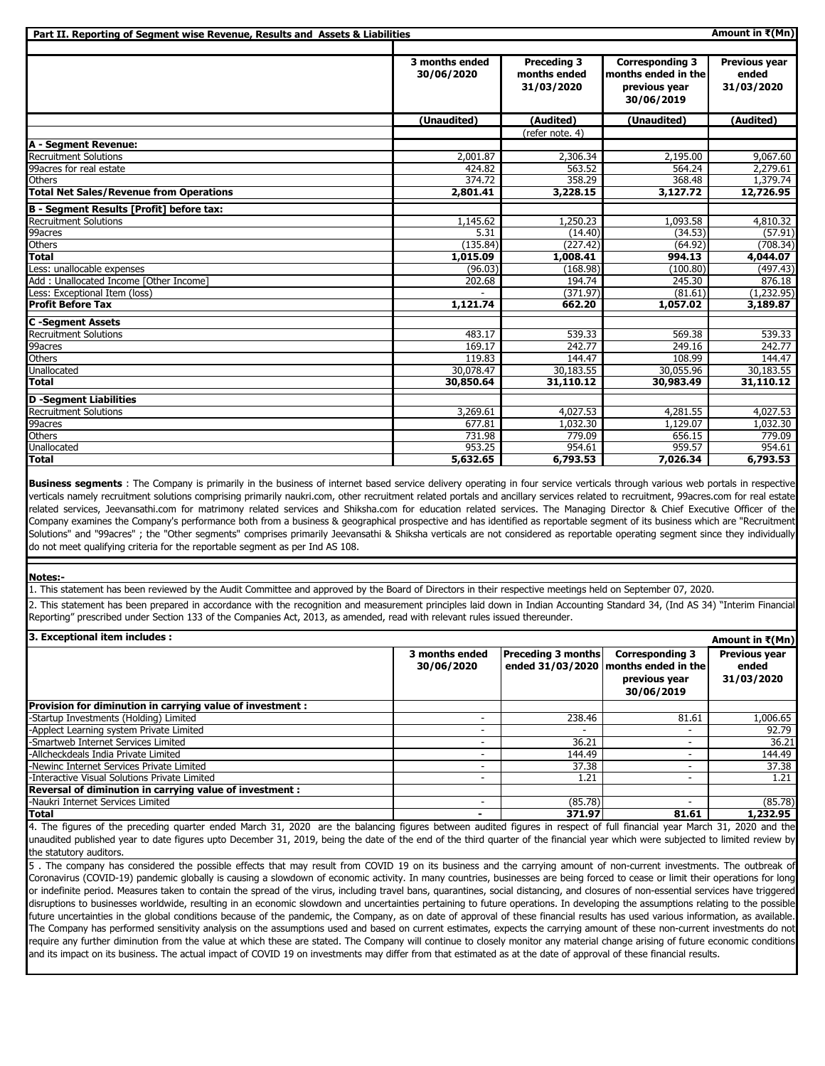**Part II. Reporting of Segment wise Revenue, Results and Assets & Liabilities** — Amount in ₹(Mn)

| | 3 months ended 30/06/2020 | Preceding 3 months ended 31/03/2020 | Corresponding 3 months ended in the previous year 30/06/2019 | Previous year ended 31/03/2020 |
|---|---|---|---|---|
| | (Unaudited) | (Audited) | (Unaudited) | (Audited) |
| | | (refer note. 4) | | |
| **A - Segment Revenue:** | | | | |
| Recruitment Solutions | 2,001.87 | 2,306.34 | 2,195.00 | 9,067.60 |
| 99acres for real estate | 424.82 | 563.52 | 564.24 | 2,279.61 |
| Others | 374.72 | 358.29 | 368.48 | 1,379.74 |
| **Total Net Sales/Revenue from Operations** | **2,801.41** | **3,228.15** | **3,127.72** | **12,726.95** |
| **B - Segment Results [Profit] before tax:** | | | | |
| Recruitment Solutions | 1,145.62 | 1,250.23 | 1,093.58 | 4,810.32 |
| 99acres | 5.31 | (14.40) | (34.53) | (57.91) |
| Others | (135.84) | (227.42) | (64.92) | (708.34) |
| **Total** | **1,015.09** | **1,008.41** | **994.13** | **4,044.07** |
| Less: unallocable expenses | (96.03) | (168.98) | (100.80) | (497.43) |
| Add : Unallocated Income [Other Income] | 202.68 | 194.74 | 245.30 | 876.18 |
| Less: Exceptional Item (loss) | - | (371.97) | (81.61) | (1,232.95) |
| **Profit Before Tax** | **1,121.74** | **662.20** | **1,057.02** | **3,189.87** |
| **C -Segment Assets** | | | | |
| Recruitment Solutions | 483.17 | 539.33 | 569.38 | 539.33 |
| 99acres | 169.17 | 242.77 | 249.16 | 242.77 |
| Others | 119.83 | 144.47 | 108.99 | 144.47 |
| Unallocated | 30,078.47 | 30,183.55 | 30,055.96 | 30,183.55 |
| **Total** | **30,850.64** | **31,110.12** | **30,983.49** | **31,110.12** |
| **D -Segment Liabilities** | | | | |
| Recruitment Solutions | 3,269.61 | 4,027.53 | 4,281.55 | 4,027.53 |
| 99acres | 677.81 | 1,032.30 | 1,129.07 | 1,032.30 |
| Others | 731.98 | 779.09 | 656.15 | 779.09 |
| Unallocated | 953.25 | 954.61 | 959.57 | 954.61 |
| **Total** | **5,632.65** | **6,793.53** | **7,026.34** | **6,793.53** |

**Business segments** : The Company is primarily in the business of internet based service delivery operating in four service verticals through various web portals in respective verticals namely recruitment solutions comprising primarily naukri.com, other recruitment related portals and ancillary services related to recruitment, 99acres.com for real estate related services, Jeevansathi.com for matrimony related services and Shiksha.com for education related services. The Managing Director & Chief Executive Officer of the Company examines the Company's performance both from a business & geographical prospective and has identified as reportable segment of its business which are "Recruitment Solutions" and "99acres" ; the "Other segments" comprises primarily Jeevansathi & Shiksha verticals are not considered as reportable operating segment since they individually do not meet qualifying criteria for the reportable segment as per Ind AS 108.

**Notes:-**

1. This statement has been reviewed by the Audit Committee and approved by the Board of Directors in their respective meetings held on September 07, 2020.

2. This statement has been prepared in accordance with the recognition and measurement principles laid down in Indian Accounting Standard 34, (Ind AS 34) "Interim Financial Reporting" prescribed under Section 133 of the Companies Act, 2013, as amended, read with relevant rules issued thereunder.

**3. Exceptional item includes :** — Amount in ₹(Mn)

| | 3 months ended 30/06/2020 | Preceding 3 months ended 31/03/2020 | Corresponding 3 months ended in the previous year 30/06/2019 | Previous year ended 31/03/2020 |
|---|---|---|---|---|
| **Provision for diminution in carrying value of investment :** | | | | |
| -Startup Investments (Holding) Limited | - | 238.46 | 81.61 | 1,006.65 |
| -Applect Learning system Private Limited | - | - | - | 92.79 |
| -Smartweb Internet Services Limited | - | 36.21 | - | 36.21 |
| -Allcheckdeals India Private Limited | - | 144.49 | - | 144.49 |
| -Newinc Internet Services Private Limited | - | 37.38 | - | 37.38 |
| -Interactive Visual Solutions Private Limited | - | 1.21 | - | 1.21 |
| **Reversal of diminution in carrying value of investment :** | | | | |
| -Naukri Internet Services Limited | - | (85.78) | - | (85.78) |
| **Total** | **-** | **371.97** | **81.61** | **1,232.95** |

4. The figures of the preceding quarter ended March 31, 2020 are the balancing figures between audited figures in respect of full financial year March 31, 2020 and the unaudited published year to date figures upto December 31, 2019, being the date of the end of the third quarter of the financial year which were subjected to limited review by the statutory auditors.

5 . The company has considered the possible effects that may result from COVID 19 on its business and the carrying amount of non-current investments. The outbreak of Coronavirus (COVID-19) pandemic globally is causing a slowdown of economic activity. In many countries, businesses are being forced to cease or limit their operations for long or indefinite period. Measures taken to contain the spread of the virus, including travel bans, quarantines, social distancing, and closures of non-essential services have triggered disruptions to businesses worldwide, resulting in an economic slowdown and uncertainties pertaining to future operations. In developing the assumptions relating to the possible future uncertainties in the global conditions because of the pandemic, the Company, as on date of approval of these financial results has used various information, as available. The Company has performed sensitivity analysis on the assumptions used and based on current estimates, expects the carrying amount of these non-current investments do not require any further diminution from the value at which these are stated. The Company will continue to closely monitor any material change arising of future economic conditions and its impact on its business. The actual impact of COVID 19 on investments may differ from that estimated as at the date of approval of these financial results.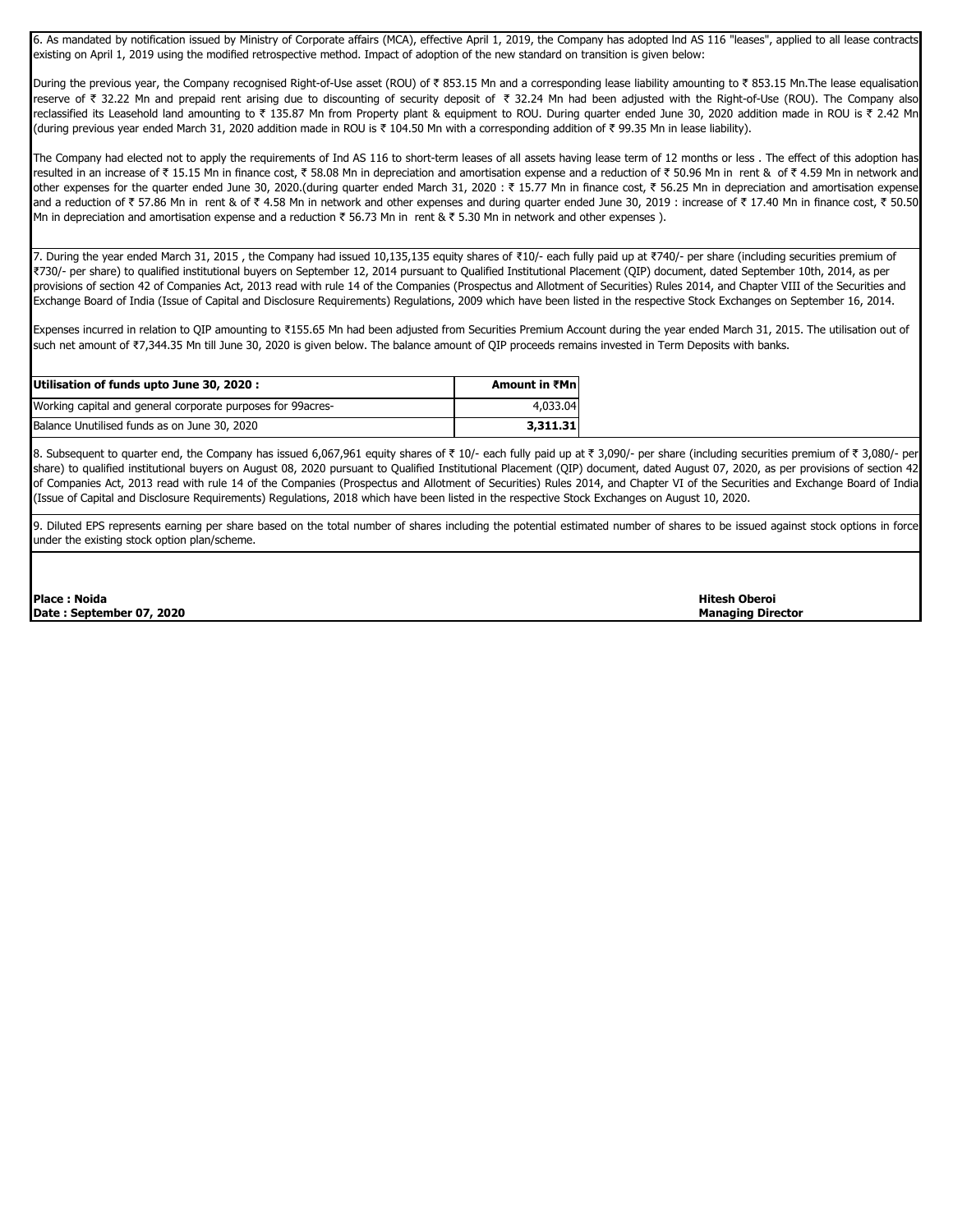6. As mandated by notification issued by Ministry of Corporate affairs (MCA), effective April 1, 2019, the Company has adopted Ind AS 116 "leases", applied to all lease contracts existing on April 1, 2019 using the modified retrospective method. Impact of adoption of the new standard on transition is given below:

During the previous year, the Company recognised Right-of-Use asset (ROU) of ₹ 853.15 Mn and a corresponding lease liability amounting to ₹ 853.15 Mn.The lease equalisation reserve of ₹ 32.22 Mn and prepaid rent arising due to discounting of security deposit of ₹ 32.24 Mn had been adjusted with the Right-of-Use (ROU). The Company also reclassified its Leasehold land amounting to ₹ 135.87 Mn from Property plant & equipment to ROU. During quarter ended June 30, 2020 addition made in ROU is ₹ 2.42 Mn (during previous year ended March 31, 2020 addition made in ROU is ₹ 104.50 Mn with a corresponding addition of ₹ 99.35 Mn in lease liability).

The Company had elected not to apply the requirements of Ind AS 116 to short-term leases of all assets having lease term of 12 months or less . The effect of this adoption has resulted in an increase of ₹ 15.15 Mn in finance cost, ₹ 58.08 Mn in depreciation and amortisation expense and a reduction of ₹ 50.96 Mn in rent & of ₹ 4.59 Mn in network and other expenses for the quarter ended June 30, 2020.(during quarter ended March 31, 2020 : ₹ 15.77 Mn in finance cost, ₹ 56.25 Mn in depreciation and amortisation expense and a reduction of ₹ 57.86 Mn in rent & of ₹ 4.58 Mn in network and other expenses and during quarter ended June 30, 2019 : increase of ₹ 17.40 Mn in finance cost, ₹ 50.50 Mn in depreciation and amortisation expense and a reduction ₹ 56.73 Mn in rent & ₹ 5.30 Mn in network and other expenses ).

7. During the year ended March 31, 2015 , the Company had issued 10,135,135 equity shares of ₹10/- each fully paid up at ₹740/- per share (including securities premium of ₹730/- per share) to qualified institutional buyers on September 12, 2014 pursuant to Qualified Institutional Placement (QIP) document, dated September 10th, 2014, as per provisions of section 42 of Companies Act, 2013 read with rule 14 of the Companies (Prospectus and Allotment of Securities) Rules 2014, and Chapter VIII of the Securities and Exchange Board of India (Issue of Capital and Disclosure Requirements) Regulations, 2009 which have been listed in the respective Stock Exchanges on September 16, 2014.

Expenses incurred in relation to QIP amounting to ₹155.65 Mn had been adjusted from Securities Premium Account during the year ended March 31, 2015. The utilisation out of such net amount of ₹7,344.35 Mn till June 30, 2020 is given below. The balance amount of QIP proceeds remains invested in Term Deposits with banks.

| **Utilisation of funds upto June 30, 2020 :** | **Amount in ₹Mn** |
|---|---|
| Working capital and general corporate purposes for 99acres- | 4,033.04 |
| Balance Unutilised funds as on June 30, 2020 | **3,311.31** |

8. Subsequent to quarter end, the Company has issued 6,067,961 equity shares of ₹ 10/- each fully paid up at ₹ 3,090/- per share (including securities premium of ₹ 3,080/- per share) to qualified institutional buyers on August 08, 2020 pursuant to Qualified Institutional Placement (QIP) document, dated August 07, 2020, as per provisions of section 42 of Companies Act, 2013 read with rule 14 of the Companies (Prospectus and Allotment of Securities) Rules 2014, and Chapter VI of the Securities and Exchange Board of India (Issue of Capital and Disclosure Requirements) Regulations, 2018 which have been listed in the respective Stock Exchanges on August 10, 2020.

9. Diluted EPS represents earning per share based on the total number of shares including the potential estimated number of shares to be issued against stock options in force under the existing stock option plan/scheme.

**Place : Noida**
**Date : September 07, 2020**

**Hitesh Oberoi**
**Managing Director**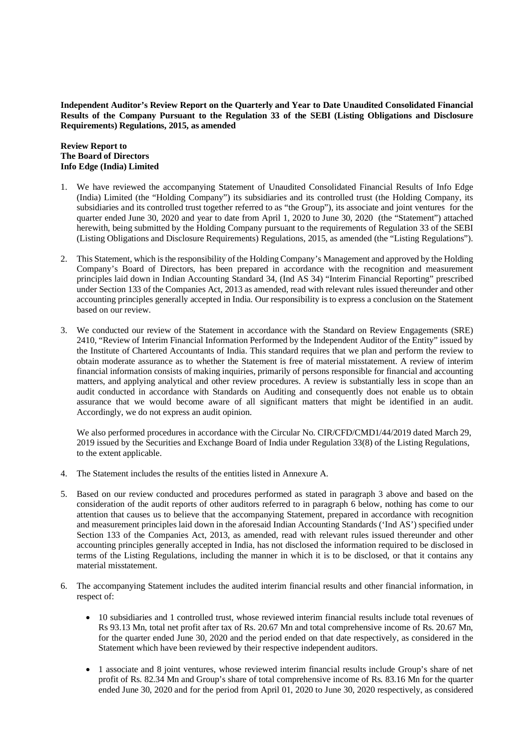**Independent Auditor's Review Report on the Quarterly and Year to Date Unaudited Consolidated Financial Results of the Company Pursuant to the Regulation 33 of the SEBI (Listing Obligations and Disclosure Requirements) Regulations, 2015, as amended**

**Review Report to**
**The Board of Directors**
**Info Edge (India) Limited**

1. We have reviewed the accompanying Statement of Unaudited Consolidated Financial Results of Info Edge (India) Limited (the "Holding Company") its subsidiaries and its controlled trust (the Holding Company, its subsidiaries and its controlled trust together referred to as "the Group"), its associate and joint ventures for the quarter ended June 30, 2020 and year to date from April 1, 2020 to June 30, 2020 (the "Statement") attached herewith, being submitted by the Holding Company pursuant to the requirements of Regulation 33 of the SEBI (Listing Obligations and Disclosure Requirements) Regulations, 2015, as amended (the "Listing Regulations").

2. This Statement, which is the responsibility of the Holding Company's Management and approved by the Holding Company's Board of Directors, has been prepared in accordance with the recognition and measurement principles laid down in Indian Accounting Standard 34, (Ind AS 34) "Interim Financial Reporting" prescribed under Section 133 of the Companies Act, 2013 as amended, read with relevant rules issued thereunder and other accounting principles generally accepted in India. Our responsibility is to express a conclusion on the Statement based on our review.

3. We conducted our review of the Statement in accordance with the Standard on Review Engagements (SRE) 2410, "Review of Interim Financial Information Performed by the Independent Auditor of the Entity" issued by the Institute of Chartered Accountants of India. This standard requires that we plan and perform the review to obtain moderate assurance as to whether the Statement is free of material misstatement. A review of interim financial information consists of making inquiries, primarily of persons responsible for financial and accounting matters, and applying analytical and other review procedures. A review is substantially less in scope than an audit conducted in accordance with Standards on Auditing and consequently does not enable us to obtain assurance that we would become aware of all significant matters that might be identified in an audit. Accordingly, we do not express an audit opinion.

   We also performed procedures in accordance with the Circular No. CIR/CFD/CMD1/44/2019 dated March 29, 2019 issued by the Securities and Exchange Board of India under Regulation 33(8) of the Listing Regulations, to the extent applicable.

4. The Statement includes the results of the entities listed in Annexure A.

5. Based on our review conducted and procedures performed as stated in paragraph 3 above and based on the consideration of the audit reports of other auditors referred to in paragraph 6 below, nothing has come to our attention that causes us to believe that the accompanying Statement, prepared in accordance with recognition and measurement principles laid down in the aforesaid Indian Accounting Standards ('Ind AS') specified under Section 133 of the Companies Act, 2013, as amended, read with relevant rules issued thereunder and other accounting principles generally accepted in India, has not disclosed the information required to be disclosed in terms of the Listing Regulations, including the manner in which it is to be disclosed, or that it contains any material misstatement.

6. The accompanying Statement includes the audited interim financial results and other financial information, in respect of:

   - 10 subsidiaries and 1 controlled trust, whose reviewed interim financial results include total revenues of Rs 93.13 Mn, total net profit after tax of Rs. 20.67 Mn and total comprehensive income of Rs. 20.67 Mn, for the quarter ended June 30, 2020 and the period ended on that date respectively, as considered in the Statement which have been reviewed by their respective independent auditors.

   - 1 associate and 8 joint ventures, whose reviewed interim financial results include Group's share of net profit of Rs. 82.34 Mn and Group's share of total comprehensive income of Rs. 83.16 Mn for the quarter ended June 30, 2020 and for the period from April 01, 2020 to June 30, 2020 respectively, as considered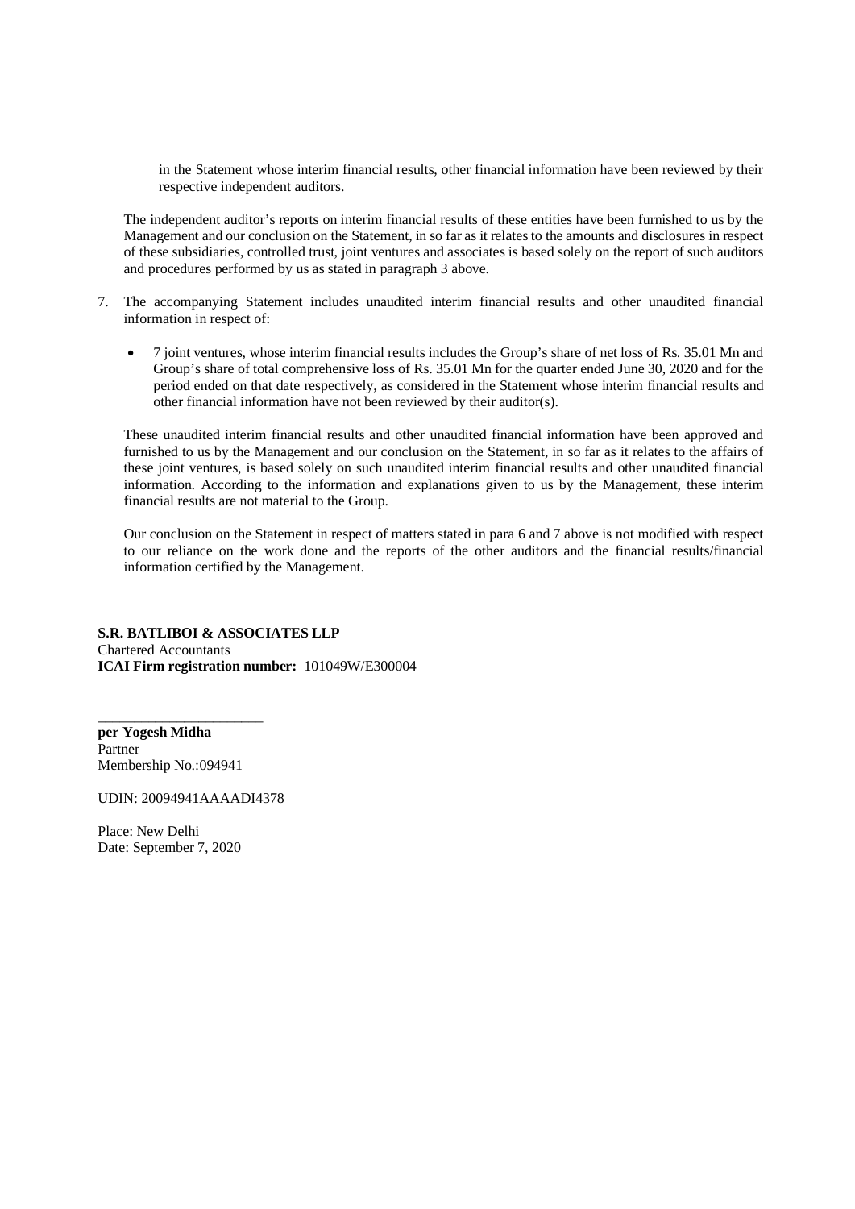in the Statement whose interim financial results, other financial information have been reviewed by their respective independent auditors.

The independent auditor's reports on interim financial results of these entities have been furnished to us by the Management and our conclusion on the Statement, in so far as it relates to the amounts and disclosures in respect of these subsidiaries, controlled trust, joint ventures and associates is based solely on the report of such auditors and procedures performed by us as stated in paragraph 3 above.

7. The accompanying Statement includes unaudited interim financial results and other unaudited financial information in respect of:

   - 7 joint ventures, whose interim financial results includes the Group's share of net loss of Rs. 35.01 Mn and Group's share of total comprehensive loss of Rs. 35.01 Mn for the quarter ended June 30, 2020 and for the period ended on that date respectively, as considered in the Statement whose interim financial results and other financial information have not been reviewed by their auditor(s).

   These unaudited interim financial results and other unaudited financial information have been approved and furnished to us by the Management and our conclusion on the Statement, in so far as it relates to the affairs of these joint ventures, is based solely on such unaudited interim financial results and other unaudited financial information. According to the information and explanations given to us by the Management, these interim financial results are not material to the Group.

   Our conclusion on the Statement in respect of matters stated in para 6 and 7 above is not modified with respect to our reliance on the work done and the reports of the other auditors and the financial results/financial information certified by the Management.

**S.R. BATLIBOI & ASSOCIATES LLP**
Chartered Accountants
**ICAI Firm registration number:** 101049W/E300004

______________________

**per Yogesh Midha**
Partner
Membership No.:094941

UDIN: 20094941AAAADI4378

Place: New Delhi
Date: September 7, 2020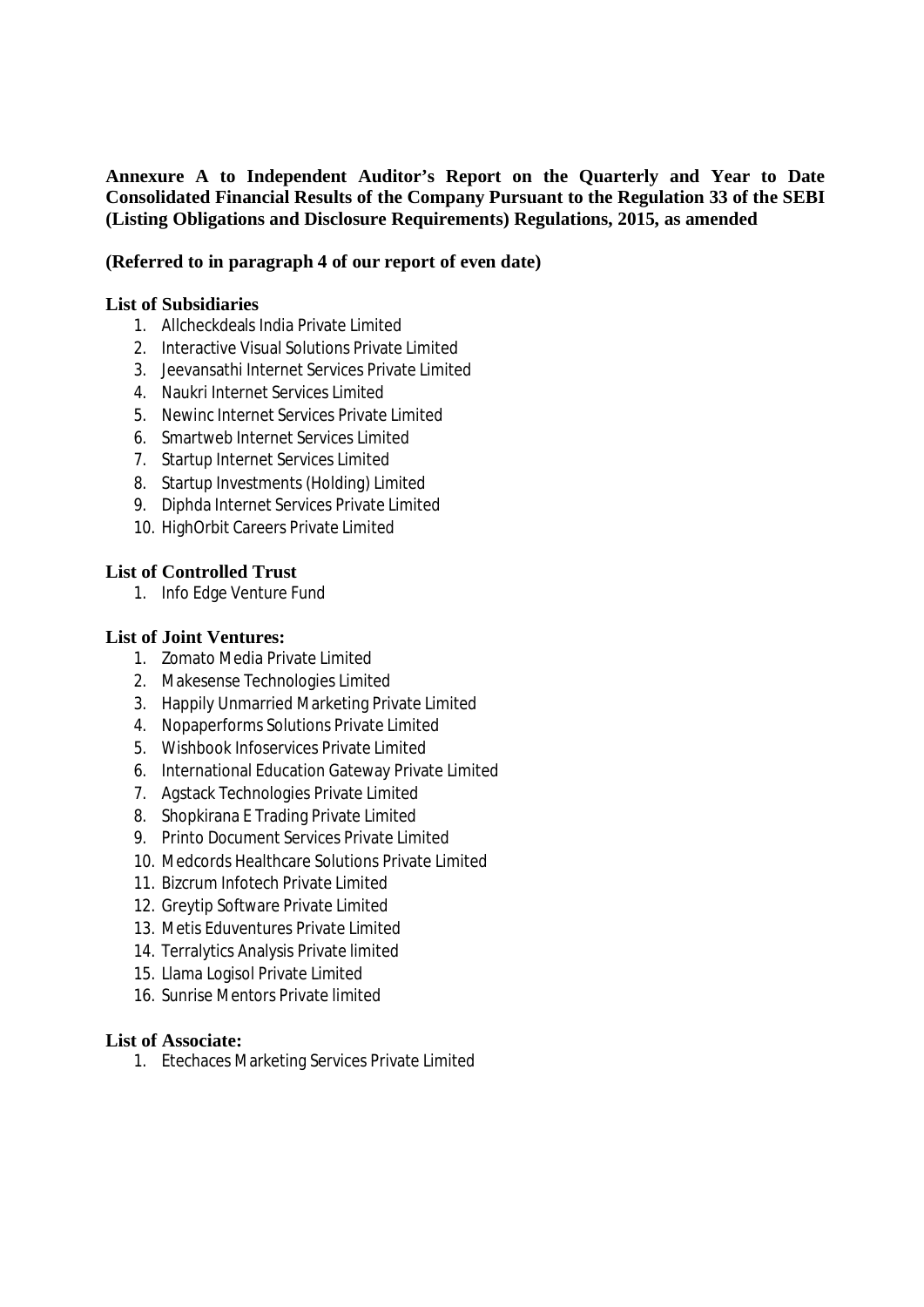**Annexure A to Independent Auditor's Report on the Quarterly and Year to Date Consolidated Financial Results of the Company Pursuant to the Regulation 33 of the SEBI (Listing Obligations and Disclosure Requirements) Regulations, 2015, as amended**

**(Referred to in paragraph 4 of our report of even date)**

**List of Subsidiaries**

1. Allcheckdeals India Private Limited
2. Interactive Visual Solutions Private Limited
3. Jeevansathi Internet Services Private Limited
4. Naukri Internet Services Limited
5. Newinc Internet Services Private Limited
6. Smartweb Internet Services Limited
7. Startup Internet Services Limited
8. Startup Investments (Holding) Limited
9. Diphda Internet Services Private Limited
10. HighOrbit Careers Private Limited

**List of Controlled Trust**

1. Info Edge Venture Fund

**List of Joint Ventures:**

1. Zomato Media Private Limited
2. Makesense Technologies Limited
3. Happily Unmarried Marketing Private Limited
4. Nopaperforms Solutions Private Limited
5. Wishbook Infoservices Private Limited
6. International Education Gateway Private Limited
7. Agstack Technologies Private Limited
8. Shopkirana E Trading Private Limited
9. Printo Document Services Private Limited
10. Medcords Healthcare Solutions Private Limited
11. Bizcrum Infotech Private Limited
12. Greytip Software Private Limited
13. Metis Eduventures Private Limited
14. Terralytics Analysis Private limited
15. Llama Logisol Private Limited
16. Sunrise Mentors Private limited

**List of Associate:**

1. Etechaces Marketing Services Private Limited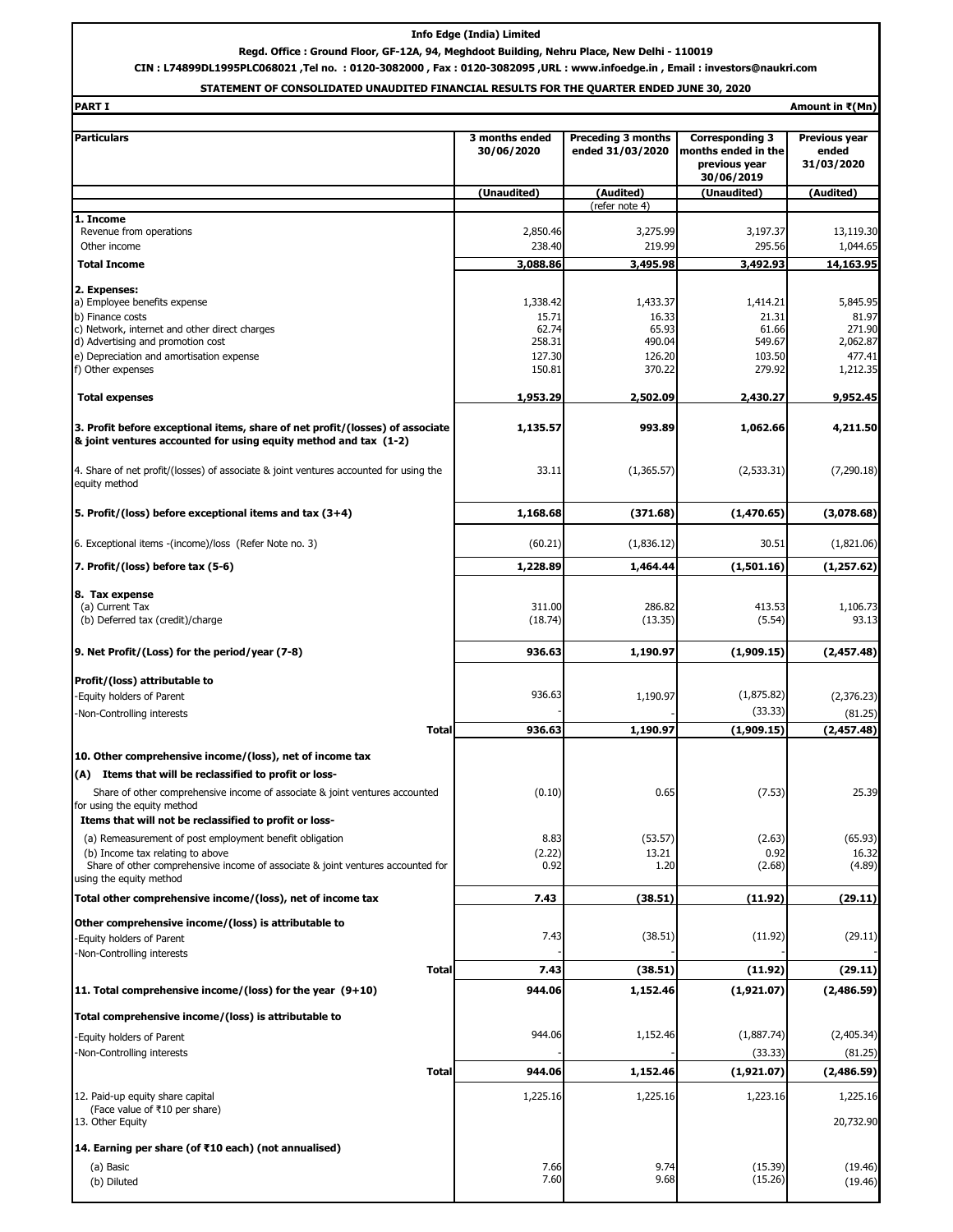**Info Edge (India) Limited**

**Regd. Office : Ground Floor, GF-12A, 94, Meghdoot Building, Nehru Place, New Delhi - 110019**

**CIN : L74899DL1995PLC068021 ,Tel no. : 0120-3082000 , Fax : 0120-3082095 ,URL : www.infoedge.in , Email : investors@naukri.com**

**STATEMENT OF CONSOLIDATED UNAUDITED FINANCIAL RESULTS FOR THE QUARTER ENDED JUNE 30, 2020**

**PART I** — **Amount in ₹(Mn)**

| Particulars | 3 months ended 30/06/2020 | Preceding 3 months ended 31/03/2020 | Corresponding 3 months ended in the previous year 30/06/2019 | Previous year ended 31/03/2020 |
|---|---|---|---|---|
| | (Unaudited) | (Audited) (refer note 4) | (Unaudited) | (Audited) |
| **1. Income** | | | | |
| Revenue from operations | 2,850.46 | 3,275.99 | 3,197.37 | 13,119.30 |
| Other income | 238.40 | 219.99 | 295.56 | 1,044.65 |
| **Total Income** | **3,088.86** | **3,495.98** | **3,492.93** | **14,163.95** |
| **2. Expenses:** | | | | |
| a) Employee benefits expense | 1,338.42 | 1,433.37 | 1,414.21 | 5,845.95 |
| b) Finance costs | 15.71 | 16.33 | 21.31 | 81.97 |
| c) Network, internet and other direct charges | 62.74 | 65.93 | 61.66 | 271.90 |
| d) Advertising and promotion cost | 258.31 | 490.04 | 549.67 | 2,062.87 |
| e) Depreciation and amortisation expense | 127.30 | 126.20 | 103.50 | 477.41 |
| f) Other expenses | 150.81 | 370.22 | 279.92 | 1,212.35 |
| **Total expenses** | **1,953.29** | **2,502.09** | **2,430.27** | **9,952.45** |
| **3. Profit before exceptional items, share of net profit/(losses) of associate & joint ventures accounted for using equity method and tax (1-2)** | **1,135.57** | **993.89** | **1,062.66** | **4,211.50** |
| 4. Share of net profit/(losses) of associate & joint ventures accounted for using the equity method | 33.11 | (1,365.57) | (2,533.31) | (7,290.18) |
| **5. Profit/(loss) before exceptional items and tax (3+4)** | **1,168.68** | **(371.68)** | **(1,470.65)** | **(3,078.68)** |
| 6. Exceptional items -(income)/loss (Refer Note no. 3) | (60.21) | (1,836.12) | 30.51 | (1,821.06) |
| **7. Profit/(loss) before tax (5-6)** | **1,228.89** | **1,464.44** | **(1,501.16)** | **(1,257.62)** |
| **8. Tax expense** | | | | |
| (a) Current Tax | 311.00 | 286.82 | 413.53 | 1,106.73 |
| (b) Deferred tax (credit)/charge | (18.74) | (13.35) | (5.54) | 93.13 |
| **9. Net Profit/(Loss) for the period/year (7-8)** | **936.63** | **1,190.97** | **(1,909.15)** | **(2,457.48)** |
| **Profit/(loss) attributable to** | | | | |
| -Equity holders of Parent | 936.63 | 1,190.97 | (1,875.82) | (2,376.23) |
| -Non-Controlling interests | - | - | (33.33) | (81.25) |
| **Total** | **936.63** | **1,190.97** | **(1,909.15)** | **(2,457.48)** |
| **10. Other comprehensive income/(loss), net of income tax** | | | | |
| **(A) Items that will be reclassified to profit or loss-** | | | | |
| Share of other comprehensive income of associate & joint ventures accounted for using the equity method | (0.10) | 0.65 | (7.53) | 25.39 |
| **Items that will not be reclassified to profit or loss-** | | | | |
| (a) Remeasurement of post employment benefit obligation | 8.83 | (53.57) | (2.63) | (65.93) |
| (b) Income tax relating to above | (2.22) | 13.21 | 0.92 | 16.32 |
| Share of other comprehensive income of associate & joint ventures accounted for using the equity method | 0.92 | 1.20 | (2.68) | (4.89) |
| **Total other comprehensive income/(loss), net of income tax** | **7.43** | **(38.51)** | **(11.92)** | **(29.11)** |
| **Other comprehensive income/(loss) is attributable to** | | | | |
| -Equity holders of Parent | 7.43 | (38.51) | (11.92) | (29.11) |
| -Non-Controlling interests | - | - | - | - |
| **Total** | **7.43** | **(38.51)** | **(11.92)** | **(29.11)** |
| **11. Total comprehensive income/(loss) for the year (9+10)** | **944.06** | **1,152.46** | **(1,921.07)** | **(2,486.59)** |
| **Total comprehensive income/(loss) is attributable to** | | | | |
| -Equity holders of Parent | 944.06 | 1,152.46 | (1,887.74) | (2,405.34) |
| -Non-Controlling interests | - | - | (33.33) | (81.25) |
| **Total** | **944.06** | **1,152.46** | **(1,921.07)** | **(2,486.59)** |
| 12. Paid-up equity share capital (Face value of ₹10 per share) | 1,225.16 | 1,225.16 | 1,223.16 | 1,225.16 |
| 13. Other Equity | | | | 20,732.90 |
| **14. Earning per share (of ₹10 each) (not annualised)** | | | | |
| (a) Basic | 7.66 | 9.74 | (15.39) | (19.46) |
| (b) Diluted | 7.60 | 9.68 | (15.26) | (19.46) |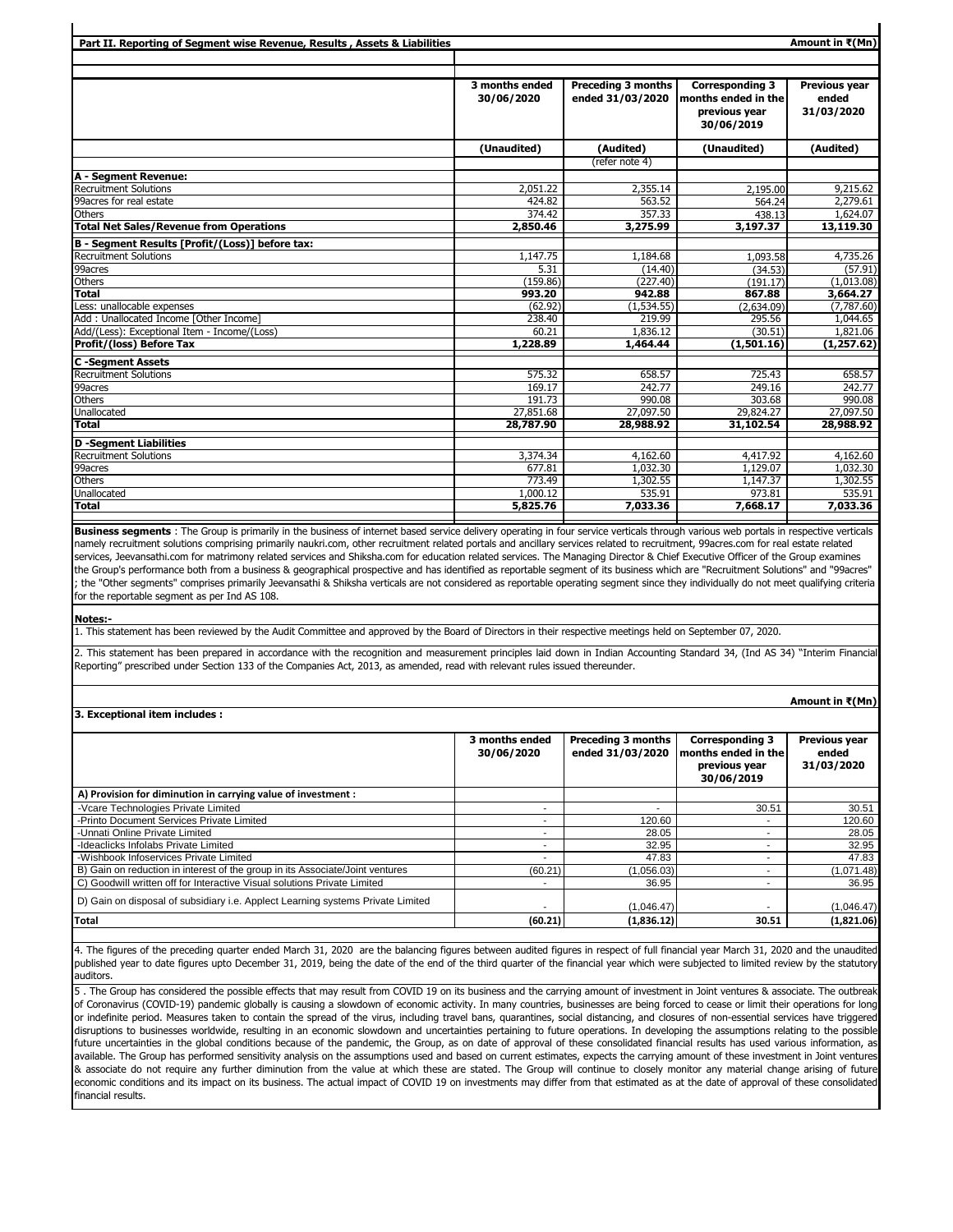**Part II. Reporting of Segment wise Revenue, Results , Assets & Liabilities**

Amount in ₹(Mn)

| | 3 months ended 30/06/2020 | Preceding 3 months ended 31/03/2020 | Corresponding 3 months ended in the previous year 30/06/2019 | Previous year ended 31/03/2020 |
|---|---|---|---|---|
| | (Unaudited) | (Audited) | (Unaudited) | (Audited) |
| | | (refer note 4) | | |
| **A - Segment Revenue:** | | | | |
| Recruitment Solutions | 2,051.22 | 2,355.14 | 2,195.00 | 9,215.62 |
| 99acres for real estate | 424.82 | 563.52 | 564.24 | 2,279.61 |
| Others | 374.42 | 357.33 | 438.13 | 1,624.07 |
| **Total Net Sales/Revenue from Operations** | **2,850.46** | **3,275.99** | **3,197.37** | **13,119.30** |
| **B - Segment Results [Profit/(Loss)] before tax:** | | | | |
| Recruitment Solutions | 1,147.75 | 1,184.68 | 1,093.58 | 4,735.26 |
| 99acres | 5.31 | (14.40) | (34.53) | (57.91) |
| Others | (159.86) | (227.40) | (191.17) | (1,013.08) |
| **Total** | **993.20** | **942.88** | **867.88** | **3,664.27** |
| Less: unallocable expenses | (62.92) | (1,534.55) | (2,634.09) | (7,787.60) |
| Add : Unallocated Income [Other Income] | 238.40 | 219.99 | 295.56 | 1,044.65 |
| Add/(Less): Exceptional Item - Income/(Loss) | 60.21 | 1,836.12 | (30.51) | 1,821.06 |
| **Profit/(loss) Before Tax** | **1,228.89** | **1,464.44** | **(1,501.16)** | **(1,257.62)** |
| **C -Segment Assets** | | | | |
| Recruitment Solutions | 575.32 | 658.57 | 725.43 | 658.57 |
| 99acres | 169.17 | 242.77 | 249.16 | 242.77 |
| Others | 191.73 | 990.08 | 303.68 | 990.08 |
| Unallocated | 27,851.68 | 27,097.50 | 29,824.27 | 27,097.50 |
| **Total** | **28,787.90** | **28,988.92** | **31,102.54** | **28,988.92** |
| **D -Segment Liabilities** | | | | |
| Recruitment Solutions | 3,374.34 | 4,162.60 | 4,417.92 | 4,162.60 |
| 99acres | 677.81 | 1,032.30 | 1,129.07 | 1,032.30 |
| Others | 773.49 | 1,302.55 | 1,147.37 | 1,302.55 |
| Unallocated | 1,000.12 | 535.91 | 973.81 | 535.91 |
| **Total** | **5,825.76** | **7,033.36** | **7,668.17** | **7,033.36** |

**Business segments** : The Group is primarily in the business of internet based service delivery operating in four service verticals through various web portals in respective verticals namely recruitment solutions comprising primarily naukri.com, other recruitment related portals and ancillary services related to recruitment, 99acres.com for real estate related services, Jeevansathi.com for matrimony related services and Shiksha.com for education related services. The Managing Director & Chief Executive Officer of the Group examines the Group's performance both from a business & geographical prospective and has identified as reportable segment of its business which are "Recruitment Solutions" and "99acres" ; the "Other segments" comprises primarily Jeevansathi & Shiksha verticals are not considered as reportable operating segment since they individually do not meet qualifying criteria for the reportable segment as per Ind AS 108.

**Notes:-**

1. This statement has been reviewed by the Audit Committee and approved by the Board of Directors in their respective meetings held on September 07, 2020.

2. This statement has been prepared in accordance with the recognition and measurement principles laid down in Indian Accounting Standard 34, (Ind AS 34) "Interim Financial Reporting" prescribed under Section 133 of the Companies Act, 2013, as amended, read with relevant rules issued thereunder.

Amount in ₹(Mn)

**3. Exceptional item includes :**

| | 3 months ended 30/06/2020 | Preceding 3 months ended 31/03/2020 | Corresponding 3 months ended in the previous year 30/06/2019 | Previous year ended 31/03/2020 |
|---|---|---|---|---|
| **A) Provision for diminution in carrying value of investment :** | | | | |
| -Vcare Technologies Private Limited | - | - | 30.51 | 30.51 |
| -Printo Document Services Private Limited | - | 120.60 | - | 120.60 |
| -Unnati Online Private Limited | - | 28.05 | - | 28.05 |
| -Ideaclicks Infolabs Private Limited | - | 32.95 | - | 32.95 |
| -Wishbook Infoservices Private Limited | - | 47.83 | - | 47.83 |
| B) Gain on reduction in interest of the group in its Associate/Joint ventures | (60.21) | (1,056.03) | - | (1,071.48) |
| C) Goodwill written off for Interactive Visual solutions Private Limited | - | 36.95 | - | 36.95 |
| D) Gain on disposal of subsidiary i.e. Applect Learning systems Private Limited | - | (1,046.47) | - | (1,046.47) |
| **Total** | **(60.21)** | **(1,836.12)** | **30.51** | **(1,821.06)** |

4. The figures of the preceding quarter ended March 31, 2020 are the balancing figures between audited figures in respect of full financial year March 31, 2020 and the unaudited published year to date figures upto December 31, 2019, being the date of the end of the third quarter of the financial year which were subjected to limited review by the statutory auditors.

5 . The Group has considered the possible effects that may result from COVID 19 on its business and the carrying amount of investment in Joint ventures & associate. The outbreak of Coronavirus (COVID-19) pandemic globally is causing a slowdown of economic activity. In many countries, businesses are being forced to cease or limit their operations for long or indefinite period. Measures taken to contain the spread of the virus, including travel bans, quarantines, social distancing, and closures of non-essential services have triggered disruptions to businesses worldwide, resulting in an economic slowdown and uncertainties pertaining to future operations. In developing the assumptions relating to the possible future uncertainties in the global conditions because of the pandemic, the Group, as on date of approval of these consolidated financial results has used various information, as available. The Group has performed sensitivity analysis on the assumptions used and based on current estimates, expects the carrying amount of these investment in Joint ventures & associate do not require any further diminution from the value at which these are stated. The Group will continue to closely monitor any material change arising of future economic conditions and its impact on its business. The actual impact of COVID 19 on investments may differ from that estimated as at the date of approval of these consolidated financial results.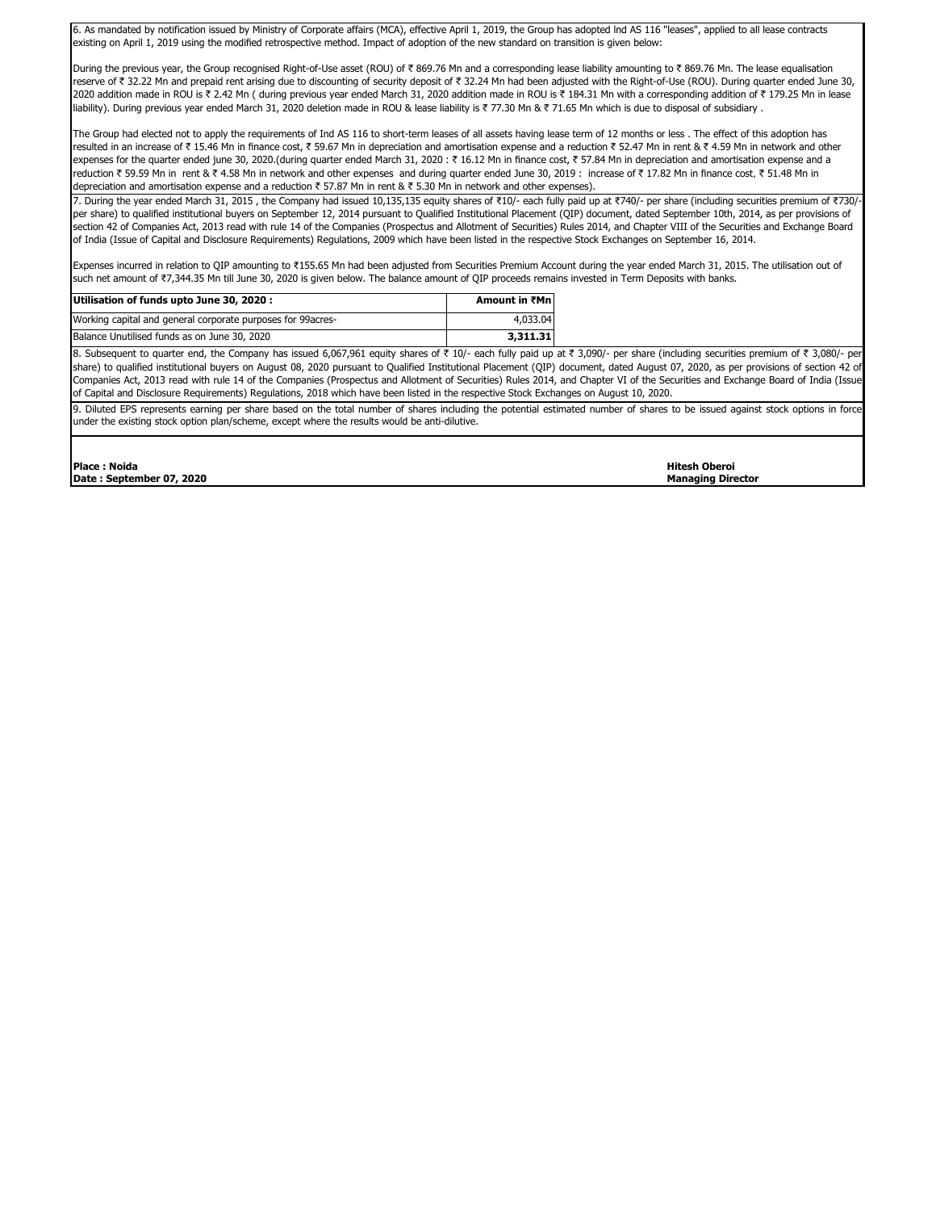6. As mandated by notification issued by Ministry of Corporate affairs (MCA), effective April 1, 2019, the Group has adopted Ind AS 116 "leases", applied to all lease contracts existing on April 1, 2019 using the modified retrospective method. Impact of adoption of the new standard on transition is given below:

During the previous year, the Group recognised Right-of-Use asset (ROU) of ₹ 869.76 Mn and a corresponding lease liability amounting to ₹ 869.76 Mn. The lease equalisation reserve of ₹ 32.22 Mn and prepaid rent arising due to discounting of security deposit of ₹ 32.24 Mn had been adjusted with the Right-of-Use (ROU). During quarter ended June 30, 2020 addition made in ROU is ₹ 2.42 Mn ( during previous year ended March 31, 2020 addition made in ROU is ₹ 184.31 Mn with a corresponding addition of ₹ 179.25 Mn in lease liability). During previous year ended March 31, 2020 deletion made in ROU & lease liability is ₹ 77.30 Mn & ₹ 71.65 Mn which is due to disposal of subsidiary .

The Group had elected not to apply the requirements of Ind AS 116 to short-term leases of all assets having lease term of 12 months or less . The effect of this adoption has resulted in an increase of ₹ 15.46 Mn in finance cost, ₹ 59.67 Mn in depreciation and amortisation expense and a reduction ₹ 52.47 Mn in rent & ₹ 4.59 Mn in network and other expenses for the quarter ended june 30, 2020.(during quarter ended March 31, 2020 : ₹ 16.12 Mn in finance cost, ₹ 57.84 Mn in depreciation and amortisation expense and a reduction ₹ 59.59 Mn in rent & ₹ 4.58 Mn in network and other expenses and during quarter ended June 30, 2019 : increase of ₹ 17.82 Mn in finance cost, ₹ 51.48 Mn in depreciation and amortisation expense and a reduction ₹ 57.87 Mn in rent & ₹ 5.30 Mn in network and other expenses).

7. During the year ended March 31, 2015 , the Company had issued 10,135,135 equity shares of ₹10/- each fully paid up at ₹740/- per share (including securities premium of ₹730/- per share) to qualified institutional buyers on September 12, 2014 pursuant to Qualified Institutional Placement (QIP) document, dated September 10th, 2014, as per provisions of section 42 of Companies Act, 2013 read with rule 14 of the Companies (Prospectus and Allotment of Securities) Rules 2014, and Chapter VIII of the Securities and Exchange Board of India (Issue of Capital and Disclosure Requirements) Regulations, 2009 which have been listed in the respective Stock Exchanges on September 16, 2014.

Expenses incurred in relation to QIP amounting to ₹155.65 Mn had been adjusted from Securities Premium Account during the year ended March 31, 2015. The utilisation out of such net amount of ₹7,344.35 Mn till June 30, 2020 is given below. The balance amount of QIP proceeds remains invested in Term Deposits with banks.

| **Utilisation of funds upto June 30, 2020 :** | **Amount in ₹Mn** |
|---|---|
| Working capital and general corporate purposes for 99acres- | 4,033.04 |
| Balance Unutilised funds as on June 30, 2020 | **3,311.31** |

8. Subsequent to quarter end, the Company has issued 6,067,961 equity shares of ₹ 10/- each fully paid up at ₹ 3,090/- per share (including securities premium of ₹ 3,080/- per share) to qualified institutional buyers on August 08, 2020 pursuant to Qualified Institutional Placement (QIP) document, dated August 07, 2020, as per provisions of section 42 of Companies Act, 2013 read with rule 14 of the Companies (Prospectus and Allotment of Securities) Rules 2014, and Chapter VI of the Securities and Exchange Board of India (Issue of Capital and Disclosure Requirements) Regulations, 2018 which have been listed in the respective Stock Exchanges on August 10, 2020.

9. Diluted EPS represents earning per share based on the total number of shares including the potential estimated number of shares to be issued against stock options in force under the existing stock option plan/scheme, except where the results would be anti-dilutive.

**Place : Noida**
**Date : September 07, 2020**

**Hitesh Oberoi**
**Managing Director**